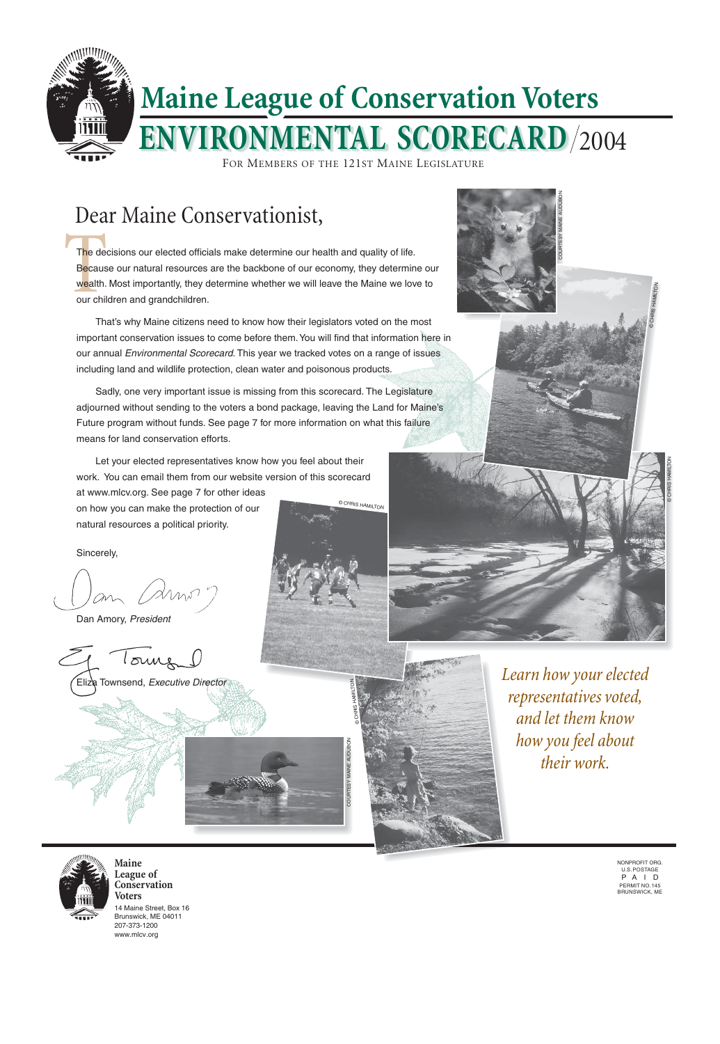# Maine League of Conservation Voters

# ENVIRONMENTAL SCORECARD/2004

FOR MEMBERS OF THE 121ST MAINE LEGISLATURE

## Dear Maine Conservationist,

The decisions our elected officials make determine our health and quality of life. Because our natural resources are the backbone of our economy, they determine our wealth. Most importantly, they determine whether we will leave the Maine we love to our children and grandchildren.

That's why Maine citizens need to know how their legislators voted on the most important conservation issues to come before them. You will find that information here in our annual *Environmental Scorecard*. This year we tracked votes on a range of issues including land and wildlife protection, clean water and poisonous products.

Sadly, one very important issue is missing from this scorecard. The Legislature adjourned without sending to the voters a bond package, leaving the Land for Maine's Future program without funds. See page 7 for more information on what this failure means for land conservation efforts.

Let your elected representatives know how you feel about their work. You can email them from our website version of this scorecard at www.mlcv.org. See page 7 for other ideas on how you can make the protection of our natural resources a political priority.

Sincerely,

Dan Amory, *President*

Eliza Townsend, *Executive Director*

COURTESY MAINE AUDUBON

© CHRIS HAMILTON

*Learn how your elected representatives voted, and let them know how you feel about their work.*

**Maine League of Conservation Voters**
14 Maine Street, Box 16
Brunswick, ME 04011
207-373-1200
www.mlcv.org

NONPROFIT ORG.
U.S. POSTAGE
PAID
PERMIT NO. 145
BRUNSWICK, ME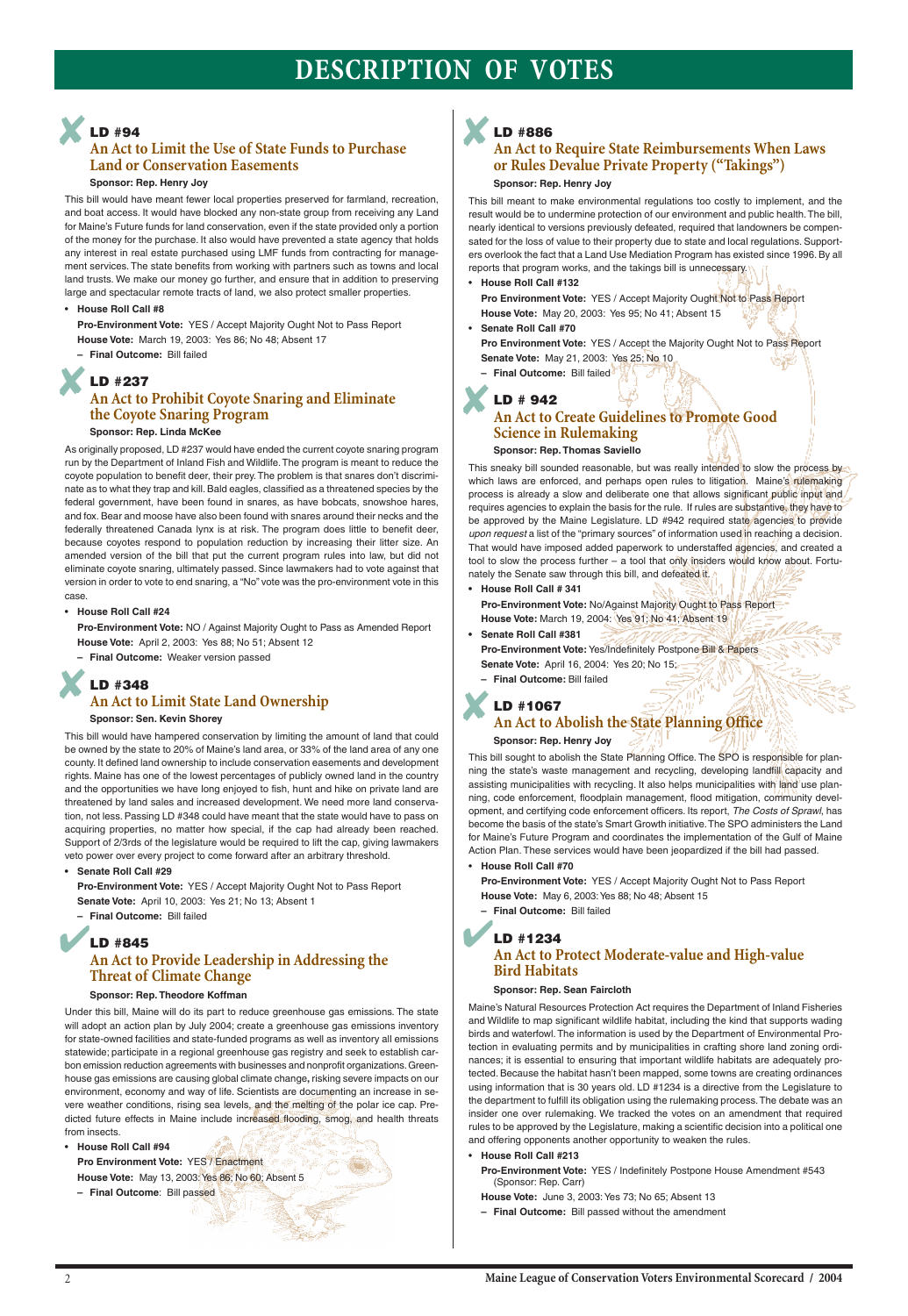# DESCRIPTION OF VOTES

✗

## LD #94

### An Act to Limit the Use of State Funds to Purchase Land or Conservation Easements

**Sponsor: Rep. Henry Joy**

This bill would have meant fewer local properties preserved for farmland, recreation, and boat access. It would have blocked any non-state group from receiving any Land for Maine's Future funds for land conservation, even if the state provided only a portion of the money for the purchase. It also would have prevented a state agency that holds any interest in real estate purchased using LMF funds from contracting for management services. The state benefits from working with partners such as towns and local land trusts. We make our money go further, and ensure that in addition to preserving large and spectacular remote tracts of land, we also protect smaller properties.

- **House Roll Call #8**

  **Pro Environment Vote:** YES / Accept Majority Ought Not to Pass Report
  **House Vote:** March 19, 2003: Yes 86; No 48; Absent 17
  – **Final Outcome:** Bill failed

✗

## LD #237

### An Act to Prohibit Coyote Snaring and Eliminate the Coyote Snaring Program

**Sponsor: Rep. Linda McKee**

As originally proposed, LD #237 would have ended the current coyote snaring program run by the Department of Inland Fish and Wildlife. The program is meant to reduce the coyote population to benefit deer, their prey. The problem is that snares don't discriminate as to what they trap and kill. Bald eagles, classified as a threatened species by the federal government, have been found in snares, as have bobcats, snowshoe hares, and fox. Bear and moose have also been found with snares around their necks and the federally threatened Canada lynx is at risk. The program does little to benefit deer, because coyotes respond to population reduction by increasing their litter size. An amended version of the bill that put the current program rules into law, but did not eliminate coyote snaring, ultimately passed. Since lawmakers had to vote against that version in order to vote to end snaring, a "No" vote was the pro-environment vote in this case.

- **House Roll Call #24**

  **Pro-Environment Vote:** NO / Against Majority Ought to Pass as Amended Report
  **House Vote:** April 2, 2003: Yes 88; No 51; Absent 12
  – **Final Outcome:** Weaker version passed

✗

## LD #348

### An Act to Limit State Land Ownership

**Sponsor: Sen. Kevin Shorey**

This bill would have hampered conservation by limiting the amount of land that could be owned by the state to 20% of Maine's land area, or 33% of the land area of any one county. It defined land ownership to include conservation easements and development rights. Maine has one of the lowest percentages of publicly owned land in the country and the opportunities we have long enjoyed to fish, hunt and hike on private land are threatened by land sales and increased development. We need more land conservation, not less. Passing LD #348 could have meant that the state would have to pass on acquiring properties, no matter how special, if the cap had already been reached. Support of 2/3rds of the legislature would be required to lift the cap, giving lawmakers veto power over every project to come forward after an arbitrary threshold.

- **Senate Roll Call #29**

  **Pro-Environment Vote:** YES / Accept Majority Ought Not to Pass Report
  **Senate Vote:** April 10, 2003: Yes 21; No 13; Absent 1
  – **Final Outcome:** Bill failed

✓

## LD #845

### An Act to Provide Leadership in Addressing the Threat of Climate Change

**Sponsor: Rep. Theodore Koffman**

Under this bill, Maine will do its part to reduce greenhouse gas emissions. The state will adopt an action plan by July 2004; create a greenhouse gas emissions inventory for state-owned facilities and state-funded programs as well as inventory all emissions statewide; participate in a regional greenhouse gas registry and seek to establish carbon emission reduction agreements with businesses and nonprofit organizations. Greenhouse gas emissions are causing global climate change, risking severe impacts on our environment, economy and way of life. Scientists are documenting an increase in severe weather conditions, rising sea levels, and the melting of the polar ice cap. Predicted future effects in Maine include increased flooding, smog, and health threats from insects.

- **House Roll Call #94**

  **Pro Environment Vote:** YES / Enactment
  **House Vote:** May 13, 2003: Yes 86; No 60; Absent 5
  – **Final Outcome:** Bill passed

✗

## LD #886

### An Act to Require State Reimbursements When Laws or Rules Devalue Private Property ("Takings")

**Sponsor: Rep. Henry Joy**

This bill meant to make environmental regulations too costly to implement, and the result would be to undermine protection of our environment and public health. The bill, nearly identical to versions previously defeated, required that landowners be compensated for the loss of value to their property due to state and local regulations. Supporters overlook the fact that a Land Use Mediation Program has existed since 1996. By all reports that program works, and the takings bill is unnecessary.

- **House Roll Call #132**

  **Pro Environment Vote:** YES / Accept Majority Ought Not to Pass Report
  **House Vote:** May 20, 2003: Yes 95; No 41; Absent 15

- **Senate Roll Call #70**

  **Pro Environment Vote:** YES / Accept the Majority Ought Not to Pass Report
  **Senate Vote:** May 21, 2003: Yes 25; No 10
  – **Final Outcome:** Bill failed

✗

## LD # 942

### An Act to Create Guidelines to Promote Good Science in Rulemaking

**Sponsor: Rep. Thomas Saviello**

This sneaky bill sounded reasonable, but was really intended to slow the process by which laws are enforced, and perhaps open rules to litigation. Maine's rulemaking process is already a slow and deliberate one that allows significant public input and requires agencies to explain the basis for the rule. If rules are substantive, they have to be approved by the Maine Legislature. LD #942 required state agencies to provide *upon request* a list of the "primary sources" of information used in reaching a decision. That would have imposed added paperwork to understaffed agencies, and created a tool to slow the process further – a tool that only insiders would know about. Fortunately the Senate saw through this bill, and defeated it.

- **House Roll Call # 341**

  **Pro-Environment Vote:** No/Against Majority Ought to Pass Report
  **House Vote:** March 19, 2004: Yes 91; No 41; Absent 19

- **Senate Roll Call #381**

  **Pro-Environment Vote:** Yes/Indefinitely Postpone Bill & Papers
  **Senate Vote:** April 16, 2004: Yes 20; No 15;
  – **Final Outcome:** Bill failed

✗

## LD #1067

### An Act to Abolish the State Planning Office

**Sponsor: Rep. Henry Joy**

This bill sought to abolish the State Planning Office. The SPO is responsible for planning the state's waste management and recycling, developing landfill capacity and assisting municipalities with recycling. It also helps municipalities with land use planning, code enforcement, floodplain management, flood mitigation, community development, and certifying code enforcement officers. Its report, *The Costs of Sprawl*, has become the basis of the state's Smart Growth initiative. The SPO administers the Land for Maine's Future Program and coordinates the implementation of the Gulf of Maine Action Plan. These services would have been jeopardized if the bill had passed.

- **House Roll Call #70**

  **Pro-Environment Vote:** YES / Accept Majority Ought Not to Pass Report
  **House Vote:** May 6, 2003: Yes 88; No 48; Absent 15
  – **Final Outcome:** Bill failed

✓

## LD #1234

### An Act to Protect Moderate-value and High-value Bird Habitats

**Sponsor: Rep. Sean Faircloth**

Maine's Natural Resources Protection Act requires the Department of Inland Fisheries and Wildlife to map significant wildlife habitat, including the kind that supports wading birds and waterfowl. The information is used by the Department of Environmental Protection in evaluating permits and by municipalities in crafting shore land zoning ordinances; it is essential to ensuring that important wildlife habitats are adequately protected. Because the habitat hasn't been mapped, some towns are creating ordinances using information that is 30 years old. LD #1234 is a directive from the Legislature to the department to fulfill its obligation using the rulemaking process. The debate was an insider one over rulemaking. We tracked the votes on an amendment that required rules to be approved by the Legislature, making a scientific decision into a political one and offering opponents another opportunity to weaken the rules.

- **House Roll Call #213**

  **Pro-Environment Vote:** YES / Indefinitely Postpone House Amendment #543 (Sponsor: Rep. Carr)
  **House Vote:** June 3, 2003: Yes 73; No 65; Absent 13
  – **Final Outcome:** Bill passed without the amendment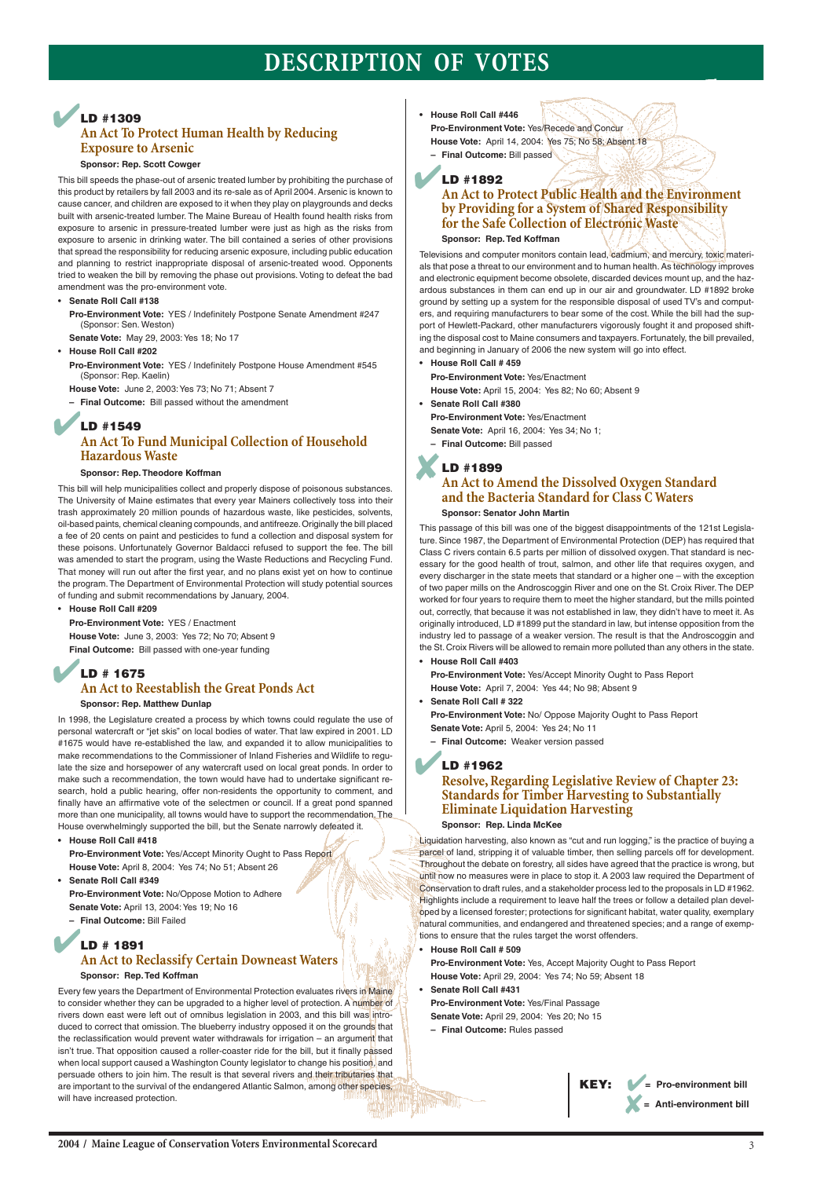# DESCRIPTION OF VOTES

## ✔ LD #1309
### An Act To Protect Human Health by Reducing Exposure to Arsenic

**Sponsor: Rep. Scott Cowger**

This bill speeds the phase-out of arsenic treated lumber by prohibiting the purchase of this product by retailers by fall 2003 and its re-sale as of April 2004. Arsenic is known to cause cancer, and children are exposed to it when they play on playgrounds and decks built with arsenic-treated lumber. The Maine Bureau of Health found health risks from exposure to arsenic in pressure-treated lumber were just as high as the risks from exposure to arsenic in drinking water. The bill contained a series of other provisions that spread the responsibility for reducing arsenic exposure, including public education and planning to restrict inappropriate disposal of arsenic-treated wood. Opponents tried to weaken the bill by removing the phase out provisions. Voting to defeat the bad amendment was the pro-environment vote.

- **Senate Roll Call #138**
  **Pro-Environment Vote:** YES / Indefinitely Postpone Senate Amendment #247 (Sponsor: Sen. Weston)
  **Senate Vote:** May 29, 2003: Yes 18; No 17
- **House Roll Call #202**
  **Pro-Environment Vote:** YES / Indefinitely Postpone House Amendment #545 (Sponsor: Rep. Kaelin)
  **House Vote:** June 2, 2003: Yes 73; No 71; Absent 7
  – **Final Outcome:** Bill passed without the amendment

## ✔ LD #1549
### An Act To Fund Municipal Collection of Household Hazardous Waste

**Sponsor: Rep. Theodore Koffman**

This bill will help municipalities collect and properly dispose of poisonous substances. The University of Maine estimates that every year Mainers collectively toss into their trash approximately 20 million pounds of hazardous waste, like pesticides, solvents, oil-based paints, chemical cleaning compounds, and antifreeze. Originally the bill placed a fee of 20 cents on paint and pesticides to fund a collection and disposal system for these poisons. Unfortunately Governor Baldacci refused to support the fee. The bill was amended to start the program, using the Waste Reductions and Recycling Fund. That money will run out after the first year, and no plans exist yet on how to continue the program. The Department of Environmental Protection will study potential sources of funding and submit recommendations by January, 2004.

- **House Roll Call #209**
  **Pro-Environment Vote:** YES / Enactment
  **House Vote:** June 3, 2003: Yes 72; No 70; Absent 9
  **Final Outcome:** Bill passed with one-year funding

## ✔ LD # 1675
### An Act to Reestablish the Great Ponds Act

**Sponsor: Rep. Matthew Dunlap**

In 1998, the Legislature created a process by which towns could regulate the use of personal watercraft or "jet skis" on local bodies of water. That law expired in 2001. LD #1675 would have re-established the law, and expanded it to allow municipalities to make recommendations to the Commissioner of Inland Fisheries and Wildlife to regulate the size and horsepower of any watercraft used on local great ponds. In order to make such a recommendation, the town would have had to undertake significant research, hold a public hearing, offer non-residents the opportunity to comment, and finally have an affirmative vote of the selectmen or council. If a great pond spanned more than one municipality, all towns would have to support the recommendation. The House overwhelmingly supported the bill, but the Senate narrowly defeated it.

- **House Roll Call #418**
  **Pro-Environment Vote:** Yes/Accept Minority Ought to Pass Report
  **House Vote:** April 8, 2004: Yes 74; No 51; Absent 26
- **Senate Roll Call #349**
  **Pro-Environment Vote:** No/Oppose Motion to Adhere
  **Senate Vote:** April 13, 2004: Yes 19; No 16
  – **Final Outcome:** Bill Failed

## ✔ LD # 1891
### An Act to Reclassify Certain Downeast Waters

**Sponsor: Rep. Ted Koffman**

Every few years the Department of Environmental Protection evaluates rivers in Maine to consider whether they can be upgraded to a higher level of protection. A number of rivers down east were left out of omnibus legislation in 2003, and this bill was introduced to correct that omission. The blueberry industry opposed it on the grounds that the reclassification would prevent water withdrawals for irrigation – an argument that isn't true. That opposition caused a roller-coaster ride for the bill, but it finally passed when local support caused a Washington County legislator to change his position, and persuade others to join him. The result is that several rivers and their tributaries that are important to the survival of the endangered Atlantic Salmon, among other species, will have increased protection.

- **House Roll Call #446**
  **Pro-Environment Vote:** Yes/Recede and Concur
  **House Vote:** April 14, 2004: Yes 75; No 58; Absent 18
  – **Final Outcome:** Bill passed

## ✔ LD #1892
### An Act to Protect Public Health and the Environment by Providing for a System of Shared Responsibility for the Safe Collection of Electronic Waste

**Sponsor: Rep. Ted Koffman**

Televisions and computer monitors contain lead, cadmium, and mercury, toxic materials that pose a threat to our environment and to human health. As technology improves and electronic equipment become obsolete, discarded devices mount up, and the hazardous substances in them can end up in our air and groundwater. LD #1892 broke ground by setting up a system for the responsible disposal of used TV's and computers, and requiring manufacturers to bear some of the cost. While the bill had the support of Hewlett-Packard, other manufacturers vigorously fought it and proposed shifting the disposal cost to Maine consumers and taxpayers. Fortunately, the bill prevailed, and beginning in January of 2006 the new system will go into effect.

- **House Roll Call # 459**
  **Pro-Environment Vote:** Yes/Enactment
  **House Vote:** April 15, 2004: Yes 82; No 60; Absent 9
- **Senate Roll Call #380**
  **Pro-Environment Vote:** Yes/Enactment
  **Senate Vote:** April 16, 2004: Yes 34; No 1;
  – **Final Outcome:** Bill passed

## ✘ LD #1899
### An Act to Amend the Dissolved Oxygen Standard and the Bacteria Standard for Class C Waters

**Sponsor: Senator John Martin**

This passage of this bill was one of the biggest disappointments of the 121st Legislature. Since 1987, the Department of Environmental Protection (DEP) has required that Class C rivers contain 6.5 parts per million of dissolved oxygen. That standard is necessary for the good health of trout, salmon, and other life that requires oxygen, and every discharger in the state meets that standard or a higher one – with the exception of two paper mills on the Androscoggin River and one on the St. Croix River. The DEP worked for four years to require them to meet the higher standard, but the mills pointed out, correctly, that because it was not established in law, they didn't have to meet it. As originally introduced, LD #1899 put the standard in law, but intense opposition from the industry led to passage of a weaker version. The result is that the Androscoggin and the St. Croix Rivers will be allowed to remain more polluted than any others in the state.

- **House Roll Call #403**
  **Pro-Environment Vote:** Yes/Accept Minority Ought to Pass Report
  **House Vote:** April 7, 2004: Yes 44; No 98; Absent 9
- **Senate Roll Call # 322**
  **Pro-Environment Vote:** No/ Oppose Majority Ought to Pass Report
  **Senate Vote:** April 5, 2004: Yes 24; No 11
  – **Final Outcome:** Weaker version passed

## ✔ LD #1962
### Resolve, Regarding Legislative Review of Chapter 23: Standards for Timber Harvesting to Substantially Eliminate Liquidation Harvesting

**Sponsor: Rep. Linda McKee**

Liquidation harvesting, also known as "cut and run logging," is the practice of buying a parcel of land, stripping it of valuable timber, then selling parcels off for development. Throughout the debate on forestry, all sides have agreed that the practice is wrong, but until now no measures were in place to stop it. A 2003 law required the Department of Conservation to draft rules, and a stakeholder process led to the proposals in LD #1962. Highlights include a requirement to leave half the trees or follow a detailed plan developed by a licensed forester; protections for significant habitat, water quality, exemplary natural communities, and endangered and threatened species; and a range of exemptions to ensure that the rules target the worst offenders.

- **House Roll Call # 509**
  **Pro-Environment Vote:** Yes, Accept Majority Ought to Pass Report
  **House Vote:** April 29, 2004: Yes 74; No 59; Absent 18
- **Senate Roll Call #431**
  **Pro-Environment Vote:** Yes/Final Passage
  **Senate Vote:** April 29, 2004: Yes 20; No 15
  – **Final Outcome:** Rules passed

**KEY:**
✔ = **Pro-environment bill**
✘ = **Anti-environment bill**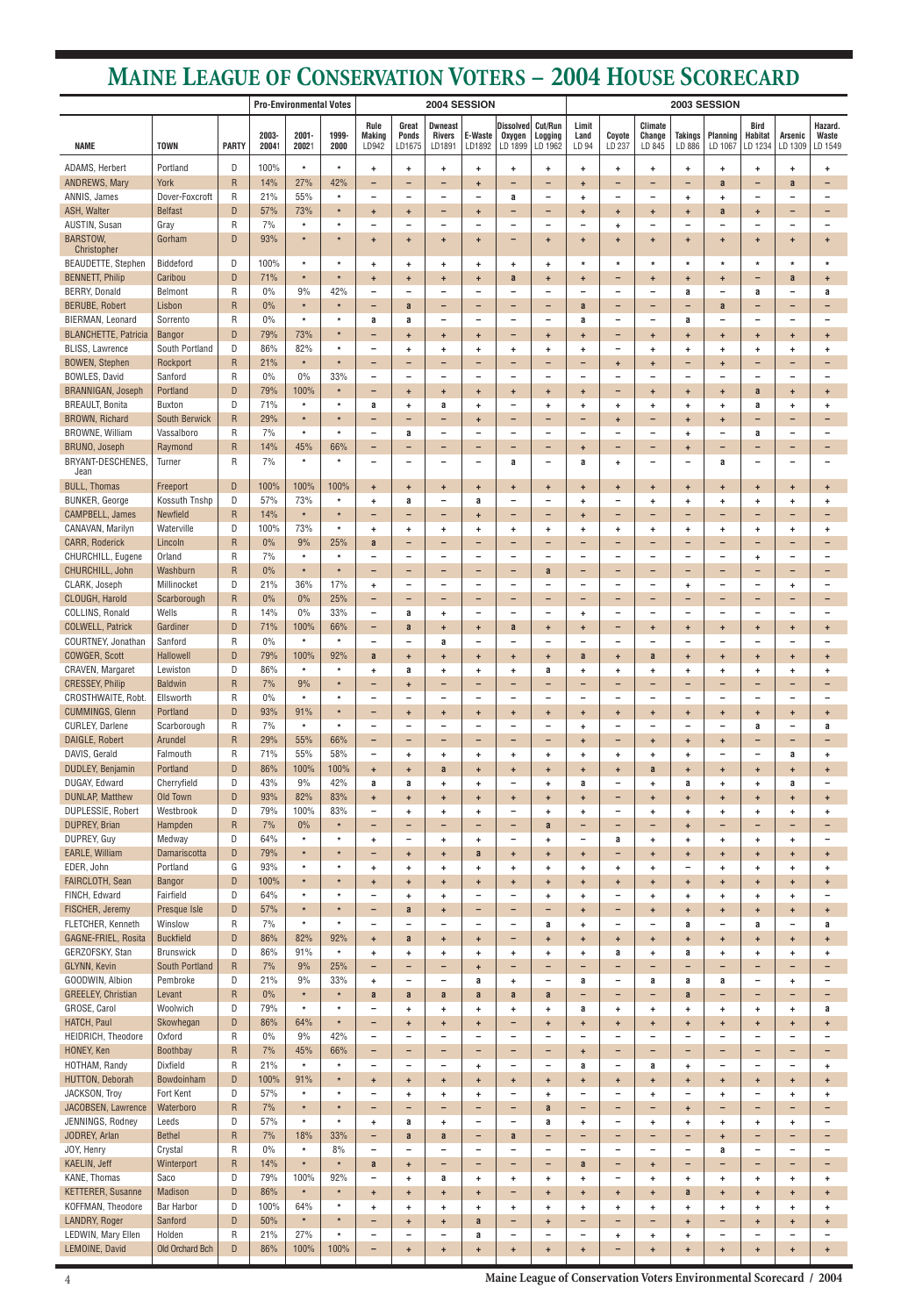# Maine League of Conservation Voters – 2004 House Scorecard

| | | | Pro-Environmental Votes | | | 2004 SESSION | | | | | | 2003 SESSION | | | | | | | |
|---|---|---|---|---|---|---|---|---|---|---|---|---|---|---|---|---|---|---|---|
| NAME | TOWN | PARTY | 2003-2004 | 2001-2002 | 1999-2000 | Rule Making LD942 | Great Ponds LD1675 | Dwneast Rivers LD1891 | E-Waste LD1892 | Dissolved Oxygen LD 1899 | Cut/Run Logging LD 1962 | Limit Land LD 94 | Coyote LD 237 | Climate Change LD 845 | Takings LD 886 | Planning LD 1067 | Bird Habitat LD 1234 | Arsenic LD 1309 | Hazard. Waste LD 1549 |
| ADAMS, Herbert | Portland | D | 100% | * | * | + | + | + | + | + | + | + | + | + | + | + | + | + | + |
| ANDREWS, Mary | York | R | 14% | 27% | 42% | – | – | – | + | – | – | + | – | – | – | a | – | a | – |
| ANNIS, James | Dover-Foxcroft | R | 21% | 55% | * | – | – | – | – | a | – | + | – | – | + | + | – | – | – |
| ASH, Walter | Belfast | D | 57% | 73% | * | + | + | – | + | – | – | + | + | + | + | a | + | – | – |
| AUSTIN, Susan | Gray | R | 7% | * | * | – | – | – | – | – | – | – | + | – | – | – | – | – | – |
| BARSTOW, Christopher | Gorham | D | 93% | * | * | + | + | + | + | – | + | + | + | + | + | + | + | + | + |
| BEAUDETTE, Stephen | Biddeford | D | 100% | * | * | + | + | + | + | + | + | * | * | * | * | * | * | * | * |
| BENNETT, Philip | Caribou | D | 71% | * | * | + | + | + | + | a | + | + | – | + | + | + | – | a | + |
| BERRY, Donald | Belmont | R | 0% | 9% | 42% | – | – | – | – | – | – | – | – | – | a | – | a | – | a |
| BERUBE, Robert | Lisbon | R | 0% | * | * | – | a | – | – | – | – | a | – | – | – | a | – | – | – |
| BIERMAN, Leonard | Sorrento | R | 0% | * | * | a | a | – | – | – | – | a | – | – | a | – | – | – | – |
| BLANCHETTE, Patricia | Bangor | D | 79% | 73% | * | – | + | + | + | – | + | + | – | + | + | + | + | + | + |
| BLISS, Lawrence | South Portland | D | 86% | 82% | * | – | + | + | + | + | + | + | – | + | + | + | + | + | + |
| BOWEN, Stephen | Rockport | R | 21% | * | * | – | – | – | – | – | – | – | + | + | – | + | – | – | – |
| BOWLES, David | Sanford | R | 0% | 0% | 33% | – | – | – | – | – | – | – | – | – | – | – | – | – | – |
| BRANNIGAN, Joseph | Portland | D | 79% | 100% | * | – | + | + | + | + | + | + | – | + | + | + | a | + | + |
| BREAULT, Bonita | Buxton | D | 71% | * | * | a | + | a | + | – | + | + | + | + | + | + | a | + | + |
| BROWN, Richard | South Berwick | R | 29% | * | * | – | – | – | + | – | – | – | + | – | + | + | – | – | – |
| BROWNE, William | Vassalboro | R | 7% | * | * | – | a | – | – | – | – | – | – | – | + | – | a | – | – |
| BRUNO, Joseph | Raymond | R | 14% | 45% | 66% | – | – | – | – | – | – | + | – | – | + | – | – | – | – |
| BRYANT-DESCHENES, Jean | Turner | R | 7% | * | * | – | – | – | – | a | – | a | + | – | – | a | – | – | – |
| BULL, Thomas | Freeport | D | 100% | 100% | 100% | + | + | + | + | + | + | + | + | + | + | + | + | + | + |
| BUNKER, George | Kossuth Tnshp | D | 57% | 73% | * | + | a | – | a | – | – | + | – | + | + | + | + | + | + |
| CAMPBELL, James | Newfield | R | 14% | * | * | – | – | – | + | – | – | + | – | – | – | – | – | – | – |
| CANAVAN, Marilyn | Waterville | D | 100% | 73% | * | + | + | + | + | + | + | + | + | + | + | + | + | + | + |
| CARR, Roderick | Lincoln | R | 0% | 9% | 25% | a | – | – | – | – | – | – | – | – | – | – | – | – | – |
| CHURCHILL, Eugene | Orland | R | 7% | * | * | – | – | – | – | – | – | – | – | – | – | – | + | – | – |
| CHURCHILL, John | Washburn | R | 0% | * | * | – | – | – | – | – | a | – | – | – | – | – | – | – | – |
| CLARK, Joseph | Millinocket | D | 21% | 36% | 17% | + | – | – | – | – | – | – | – | – | + | – | – | + | – |
| CLOUGH, Harold | Scarborough | R | 0% | 0% | 25% | – | – | – | – | – | – | – | – | – | – | – | – | – | – |
| COLLINS, Ronald | Wells | R | 14% | 0% | 33% | – | a | + | – | – | – | + | – | – | – | – | – | – | – |
| COLWELL, Patrick | Gardiner | D | 71% | 100% | 66% | – | a | + | + | a | + | + | – | + | + | + | + | + | + |
| COURTNEY, Jonathan | Sanford | R | 0% | * | * | – | – | a | – | – | – | – | – | – | – | – | – | – | – |
| COWGER, Scott | Hallowell | D | 79% | 100% | 92% | a | + | + | + | + | + | a | + | a | + | + | + | + | + |
| CRAVEN, Margaret | Lewiston | D | 86% | * | * | + | a | + | + | + | a | + | + | + | + | + | + | + | + |
| CRESSEY, Philip | Baldwin | R | 7% | 9% | * | – | + | – | – | – | – | – | – | – | – | – | – | – | – |
| CROSTHWAITE, Robt. | Ellsworth | R | 0% | * | * | – | – | – | – | – | – | – | – | – | – | – | – | – | – |
| CUMMINGS, Glenn | Portland | D | 93% | 91% | * | – | + | + | + | + | + | + | + | + | + | + | + | + | + |
| CURLEY, Darlene | Scarborough | R | 7% | * | * | – | – | – | – | – | – | + | – | – | – | – | a | – | a |
| DAIGLE, Robert | Arundel | R | 29% | 55% | 66% | – | – | – | – | – | – | + | – | + | + | + | – | – | – |
| DAVIS, Gerald | Falmouth | R | 71% | 55% | 58% | – | + | + | + | + | + | + | + | + | + | – | – | a | + |
| DUDLEY, Benjamin | Portland | D | 86% | 100% | 100% | + | + | a | + | + | + | + | + | a | + | + | + | + | + |
| DUGAY, Edward | Cherryfield | D | 43% | 9% | 42% | a | a | + | + | – | + | a | – | + | a | + | + | a | – |
| DUNLAP, Matthew | Old Town | D | 93% | 82% | 83% | + | + | + | + | + | + | + | – | + | + | + | + | + | + |
| DUPLESSIE, Robert | Westbrook | D | 79% | 100% | 83% | – | + | + | + | – | + | + | – | + | + | + | + | + | + |
| DUPREY, Brian | Hampden | R | 7% | 0% | * | – | – | – | – | – | a | – | – | – | + | – | – | – | – |
| DUPREY, Guy | Medway | D | 64% | * | * | + | – | + | + | – | + | – | a | + | + | + | + | + | – |
| EARLE, William | Damariscotta | D | 79% | * | * | – | + | + | a | + | + | + | – | + | + | + | + | + | + |
| EDER, John | Portland | G | 93% | * | * | + | + | + | + | + | + | + | + | + | – | + | + | + | + |
| FAIRCLOTH, Sean | Bangor | D | 100% | * | * | + | + | + | + | + | + | + | + | + | + | + | + | + | + |
| FINCH, Edward | Fairfield | D | 64% | * | * | – | + | + | – | – | + | + | – | + | + | + | + | + | – |
| FISCHER, Jeremy | Presque Isle | D | 57% | * | * | – | a | + | – | – | – | + | – | + | + | + | + | + | + |
| FLETCHER, Kenneth | Winslow | R | 7% | * | * | – | – | – | – | – | a | + | – | – | a | – | a | – | a |
| GAGNE-FRIEL, Rosita | Buckfield | D | 86% | 82% | 92% | + | a | + | + | – | + | + | + | + | + | + | + | + | + |
| GERZOFSKY, Stan | Brunswick | D | 86% | 91% | * | + | + | + | + | + | + | + | a | + | a | + | + | + | + |
| GLYNN, Kevin | South Portland | R | 7% | 9% | 25% | – | – | – | + | – | – | – | – | – | – | – | – | – | – |
| GOODWIN, Albion | Pembroke | D | 21% | 9% | 33% | + | – | – | a | + | – | a | – | a | a | a | – | + | – |
| GREELEY, Christian | Levant | R | 0% | * | * | a | a | a | a | a | a | – | – | – | a | – | – | – | – |
| GROSE, Carol | Woolwich | D | 79% | * | * | – | + | + | + | + | + | a | + | + | + | + | + | + | a |
| HATCH, Paul | Skowhegan | D | 86% | 64% | * | – | + | + | + | – | + | + | + | + | + | + | + | + | + |
| HEIDRICH, Theodore | Oxford | R | 0% | 9% | 42% | – | – | – | – | – | – | – | – | – | – | – | – | – | – |
| HONEY, Ken | Boothbay | R | 7% | 45% | 66% | – | – | – | – | – | – | + | – | – | – | – | – | – | – |
| HOTHAM, Randy | Dixfield | R | 21% | * | * | – | – | – | + | – | – | a | – | a | + | – | – | – | + |
| HUTTON, Deborah | Bowdoinham | D | 100% | 91% | * | + | + | + | + | + | + | + | + | + | + | + | + | + | + |
| JACKSON, Troy | Fort Kent | D | 57% | * | * | – | + | + | + | – | + | – | – | + | – | + | – | + | + |
| JACOBSEN, Lawrence | Waterboro | R | 7% | * | * | – | – | – | – | – | a | – | – | – | + | – | – | – | – |
| JENNINGS, Rodney | Leeds | D | 57% | * | * | + | a | + | – | – | a | + | – | + | + | + | + | + | – |
| JODREY, Arlan | Bethel | R | 7% | 18% | 33% | – | a | a | – | a | – | – | – | – | – | + | – | – | – |
| JOY, Henry | Crystal | R | 0% | * | 8% | – | – | – | – | – | – | – | – | – | – | a | – | – | – |
| KAELIN, Jeff | Winterport | R | 14% | * | * | a | + | – | – | – | – | a | – | + | – | – | – | – | – |
| KANE, Thomas | Saco | D | 79% | 100% | 92% | – | + | a | + | + | + | + | – | + | + | + | + | + | + |
| KETTERER, Susanne | Madison | D | 86% | * | * | + | + | + | + | – | + | + | + | + | a | + | + | + | + |
| KOFFMAN, Theodore | Bar Harbor | D | 100% | 64% | * | + | + | + | + | + | + | + | + | + | + | + | + | + | + |
| LANDRY, Roger | Sanford | D | 50% | * | * | – | + | + | a | – | + | – | – | – | + | – | + | + | + |
| LEDWIN, Mary Ellen | Holden | R | 21% | 27% | * | – | – | – | a | – | – | – | + | + | + | – | – | – | – |
| LEMOINE, David | Old Orchard Bch | D | 86% | 100% | 100% | – | + | + | + | + | + | + | – | + | + | + | + | + | + |

Maine League of Conservation Voters Environmental Scorecard / 2004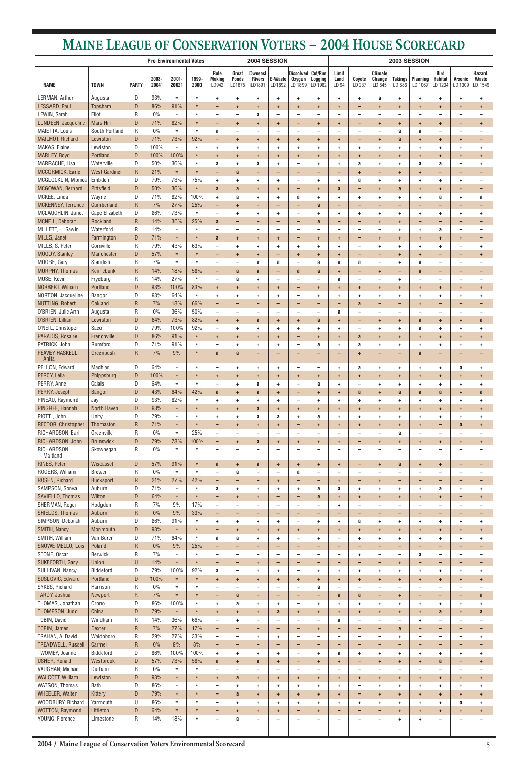# MAINE LEAGUE OF CONSERVATION VOTERS – 2004 HOUSE SCORECARD

| | | | Pro-Environmental Votes | | | 2004 SESSION | | | | | | 2003 SESSION | | | | | | | |
|---|---|---|---|---|---|---|---|---|---|---|---|---|---|---|---|---|---|---|---|
| NAME | TOWN | PARTY | 2003-2004 | 2001-2002 | 1999-2000 | Rule Making LD942 | Great Ponds LD1675 | Dwneast Rivers LD1891 | E-Waste LD1892 | Dissolved Oxygen LD 1899 | Cut/Run Logging LD 1962 | Limit Land LD 94 | Coyote LD 237 | Climate Change LD 845 | Takings LD 886 | Planning LD 1067 | Bird Habitat LD 1234 | Arsenic LD 1309 | Hazard. Waste LD 1549 |
| LERMAN, Arthur | Augusta | D | 93% | * | * | + | + | + | + | + | + | + | + | a | + | + | + | + | + |
| LESSARD, Paul | Topsham | D | 86% | 91% | * | – | + | + | + | + | + | + | – | + | + | + | + | + | + |
| LEWIN, Sarah | Eliot | R | 0% | * | * | – | – | a | – | – | – | – | – | – | – | – | – | – | – |
| LUNDEEN, Jacqueline | Mars Hill | D | 71% | 82% | * | – | + | + | + | – | + | + | – | + | + | + | + | – | + |
| MAIETTA, Louis | South Portland | R | 0% | * | * | a | – | – | – | – | – | – | – | – | a | a | – | – | – |
| MAILHOT, Richard | Lewiston | D | 71% | 73% | 92% | – | + | + | + | + | + | + | – | + | a | + | + | + | – |
| MAKAS, Elaine | Lewiston | D | 100% | * | * | + | + | + | + | + | + | + | + | + | + | + | + | + | + |
| MARLEY, Boyd | Portland | D | 100% | 100% | * | + | + | + | + | + | + | + | + | + | + | + | + | + | + |
| MARRACHE, Lisa | Waterville | D | 50% | 36% | * | a | + | a | + | – | + | + | a | + | + | a | a | – | + |
| MCCORMICK, Earle | West Gardiner | R | 21% | * | * | – | a | – | – | – | – | – | + | – | + | + | – | – | – |
| MCGLOCKLIN, Monica | Embden | D | 79% | 73% | 75% | + | + | + | + | – | + | + | a | + | + | + | + | + | – |
| MCGOWAN, Bernard | Pittsfield | D | 50% | 36% | * | a | a | + | + | – | + | a | – | + | a | + | + | + | – |
| MCKEE, Linda | Wayne | D | 71% | 82% | 100% | + | a | + | + | a | + | + | + | + | + | + | a | + | a |
| MCKENNEY, Terrence | Cumberland | R | 7% | 27% | 25% | – | + | – | – | – | a | – | – | – | – | – | – | – | – |
| MCLAUGHLIN, Janet | Cape Elizabeth | D | 86% | 73% | * | – | + | + | + | – | + | + | + | + | + | + | + | + | + |
| MCNEIL, Deborah | Rockland | R | 14% | 36% | 25% | a | – | – | – | – | a | – | – | + | + | – | – | – | – |
| MILLETT, H. Sawin | Waterford | R | 14% | * | * | – | – | – | – | – | – | – | – | – | + | + | a | – | – |
| MILLS, Janet | Farmington | D | 71% | * | * | a | + | + | + | – | + | + | – | + | + | + | + | + | – |
| MILLS, S. Peter | Cornville | R | 79% | 43% | 63% | – | + | + | + | + | + | + | – | + | + | + | + | – | + |
| MOODY, Stanley | Manchester | D | 57% | * | * | – | + | + | – | + | + | + | – | – | + | + | – | – | + |
| MOORE, Gary | Standish | R | 7% | * | * | – | – | a | a | – | a | a | a | – | + | a | – | – | – |
| MURPHY, Thomas | Kennebunk | R | 14% | 18% | 58% | – | a | a | – | a | a | + | – | + | – | a | – | – | – |
| MUSE, Kevin | Fryeburg | R | 14% | 27% | * | – | a | + | – | – | – | a | – | – | + | – | – | – | – |
| NORBERT, William | Portland | D | 93% | 100% | 83% | + | + | + | + | – | + | + | + | + | + | + | + | + | + |
| NORTON, Jacqueline | Bangor | D | 93% | 64% | * | + | + | + | + | – | + | + | + | + | + | + | + | + | + |
| NUTTING, Robert | Oakland | R | 7% | 18% | 66% | – | – | – | – | – | – | – | a | – | – | + | – | – | – |
| O'BRIEN, Julie Ann | Augusta | R | 0% | 36% | 50% | – | – | – | – | – | – | a | – | – | – | – | – | – | – |
| O'BRIEN, Lillian | Lewiston | D | 64% | 73% | 82% | + | + | a | + | + | a | + | – | + | + | a | + | + | a |
| O'NEIL, Christoper | Saco | D | 79% | 100% | 92% | – | + | + | + | + | + | + | – | + | + | a | + | + | + |
| PARADIS, Rosaire | Frenchville | D | 86% | 91% | * | + | + | + | + | – | + | + | a | + | + | + | + | + | + |
| PATRICK, John | Rumford | D | 71% | 91% | * | – | + | + | + | – | a | + | a | + | + | + | + | + | + |
| PEAVEY-HASKELL, Anita | Greenbush | R | 7% | 9% | * | a | a | – | – | – | – | – | + | – | – | a | – | – | – |
| PELLON, Edward | Machias | D | 64% | * | * | – | + | + | + | – | – | + | a | + | + | + | + | a | + |
| PERCY, Leila | Phippsburg | D | 100% | * | * | + | + | + | + | + | + | + | + | + | + | + | + | + | + |
| PERRY, Anne | Calais | D | 64% | * | * | – | + | a | + | – | a | + | – | + | + | + | + | + | + |
| PERRY, Joseph | Bangor | D | 43% | 64% | 42% | a | + | a | + | – | + | + | a | + | a | a | a | + | a |
| PINEAU, Raymond | Jay | D | 93% | 82% | * | + | + | + | + | – | + | + | + | + | + | + | + | + | + |
| PINGREE, Hannah | North Haven | D | 93% | * | * | + | + | a | + | + | + | + | + | + | + | + | + | + | + |
| PIOTTI, John | Unity | D | 79% | * | * | + | + | a | a | + | a | + | + | + | + | + | + | + | + |
| RECTOR, Christopher | Thomaston | R | 71% | * | * | – | + | + | + | – | + | + | + | + | + | + | – | a | + |
| RICHARDSON, Earl | Greenville | R | 0% | * | 25% | – | – | – | – | – | – | – | – | – | a | – | – | – | – |
| RICHARDSON, John | Brunswick | D | 79% | 73% | 100% | – | + | a | + | + | + | + | – | + | + | + | + | + | + |
| RICHARDSON, Maitland | Skowhegan | R | 0% | * | * | – | – | – | – | – | – | – | – | – | – | – | – | – | – |
| RINES, Peter | Wiscasset | D | 57% | 91% | * | a | + | a | + | + | + | + | – | + | a | + | + | – | – |
| ROGERS, William | Brewer | R | 0% | * | * | – | a | – | – | a | – | – | – | – | – | – | – | – | – |
| ROSEN, Richard | Bucksport | R | 21% | 27% | 42% | – | – | – | + | – | – | + | – | + | – | – | – | – | – |
| SAMPSON, Sonya | Auburn | D | 71% | * | * | a | + | + | + | + | a | a | + | + | + | + | a | + | + |
| SAVIELLO, Thomas | Wilton | D | 64% | * | * | – | + | + | – | – | a | + | + | + | + | + | + | – | + |
| SHERMAN, Roger | Hodgdon | R | 7% | 9% | 17% | – | – | – | – | – | – | + | – | – | – | – | – | – | – |
| SHIELDS, Thomas | Auburn | R | 0% | 9% | 33% | – | – | – | – | – | – | – | – | – | – | – | – | – | – |
| SIMPSON, Deborah | Auburn | D | 86% | 91% | * | + | + | + | + | – | + | + | a | + | + | + | + | + | + |
| SMITH, Nancy | Monmouth | D | 93% | * | * | – | + | + | + | + | + | + | + | + | + | + | + | + | + |
| SMITH, William | Van Buren | D | 71% | 64% | * | a | a | + | + | – | + | – | + | + | + | + | + | + | + |
| SNOWE-MELLO, Lois | Poland | R | 0% | 9% | 25% | – | – | – | – | – | – | – | – | – | – | – | – | – | – |
| STONE, Oscar | Berwick | R | 7% | * | * | – | – | – | – | – | – | – | + | – | – | a | – | – | – |
| SUKEFORTH, Gary | Union | U | 14% | * | * | – | – | + | – | – | – | – | – | – | + | – | – | – | – |
| SULLIVAN, Nancy | Biddeford | D | 79% | 100% | 92% | a | – | + | + | – | + | + | + | + | + | + | + | + | + |
| SUSLOVIC, Edward | Portland | D | 100% | * | * | + | + | + | + | + | + | + | + | + | + | + | + | + | + |
| SYKES, Richard | Harrison | R | 0% | * | * | – | – | – | – | – | a | – | – | – | – | – | – | – | – |
| TARDY, Joshua | Newport | R | 7% | * | * | – | a | – | – | – | – | a | a | – | + | – | – | – | a |
| THOMAS, Jonathan | Orono | D | 86% | 100% | * | + | a | + | + | – | + | + | + | + | + | + | + | + | + |
| THOMPSON, Judd | China | D | 79% | * | * | + | + | + | a | + | + | + | + | + | + | + | a | + | a |
| TOBIN, David | Windham | R | 14% | 36% | 66% | – | + | – | – | – | – | a | – | – | – | + | – | – | – |
| TOBIN, James | Dexter | R | 7% | 27% | 17% | – | – | – | – | – | + | – | – | – | a | – | – | – | – |
| TRAHAN, A. David | Waldoboro | R | 29% | 27% | 33% | – | – | + | + | – | – | – | – | – | + | – | – | – | + |
| TREADWELL, Russell | Carmel | R | 0% | 9% | 8% | – | – | – | – | – | – | – | – | – | – | – | – | – | – |
| TWOMEY, Joanne | Biddeford | D | 86% | 100% | 100% | + | + | + | + | – | + | a | + | + | + | + | + | + | + |
| USHER, Ronald | Westbrook | D | 57% | 73% | 58% | a | + | a | + | – | + | + | – | + | + | + | a | – | + |
| VAUGHAN, Michael | Durham | R | 0% | * | * | – | – | – | – | – | – | – | – | – | – | – | – | – | – |
| WALCOTT, William | Lewiston | D | 93% | * | * | + | a | + | + | + | + | + | + | + | + | + | + | + | + |
| WATSON, Thomas | Bath | D | 86% | * | * | – | + | + | + | + | + | + | – | + | + | + | + | + | + |
| WHEELER, Walter | Kittery | D | 79% | * | * | – | a | + | + | + | + | + | – | + | + | + | + | + | + |
| WOODBURY, Richard | Yarmouth | U | 86% | * | * | – | + | + | + | + | + | + | + | + | + | + | + | a | + |
| WOTTON, Raymond | Littleton | D | 64% | * | * | – | + | + | + | – | + | – | – | – | + | + | + | + | + |
| YOUNG, Florence | Limestone | R | 14% | 18% | * | – | a | – | – | – | – | – | – | – | + | + | – | – | – |

2004 / Maine League of Conservation Voters Environmental Scorecard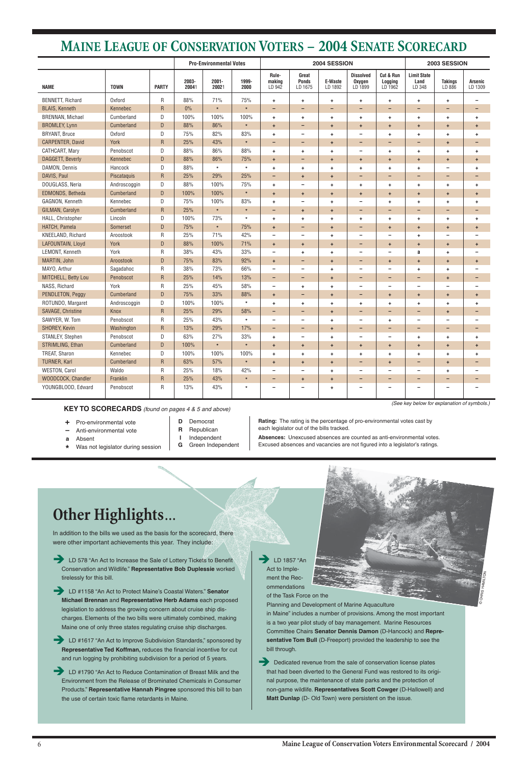# MAINE LEAGUE OF CONSERVATION VOTERS – 2004 SENATE SCORECARD

| | | | Pro-Environmental Votes | | | 2004 SESSION | | | | | 2003 SESSION | | |
|---|---|---|---|---|---|---|---|---|---|---|---|---|---|
| NAME | TOWN | PARTY | 2003-20041 | 2001-20021 | 1999-2000 | Rule-making LD 942 | Great Ponds LD 1675 | E-Waste LD 1892 | Dissolved Oxygen LD 1899 | Cut & Run Logging LD 1962 | Limit State Land LD 348 | Takings LD 886 | Arsenic LD 1309 |
| BENNETT, Richard | Oxford | R | 88% | 71% | 75% | + | + | + | + | + | + | + | – |
| BLAIS, Kenneth | Kennebec | R | 0% | * | * | – | – | – | – | – | – | – | – |
| BRENNAN, Michael | Cumberland | D | 100% | 100% | 100% | + | + | + | + | + | + | + | + |
| BROMLEY, Lynn | Cumberland | D | 88% | 86% | * | + | – | + | + | + | + | + | + |
| BRYANT, Bruce | Oxford | D | 75% | 82% | 83% | + | – | + | – | + | + | + | + |
| CARPENTER, David | York | R | 25% | 43% | * | – | – | + | – | – | – | + | – |
| CATHCART, Mary | Penobscot | D | 88% | 86% | 88% | + | + | + | – | + | + | + | + |
| DAGGETT, Beverly | Kennebec | D | 88% | 86% | 75% | + | – | + | + | + | + | + | + |
| DAMON, Dennis | Hancock | D | 88% | * | * | + | + | + | + | + | + | – | + |
| DAVIS, Paul | Piscataquis | R | 25% | 29% | 25% | – | + | + | – | – | – | – | – |
| DOUGLASS, Neria | Androscoggin | D | 88% | 100% | 75% | + | – | + | + | + | + | + | + |
| EDMONDS, Betheda | Cumberland | D | 100% | 100% | * | + | + | + | + | + | + | + | + |
| GAGNON, Kenneth | Kennebec | D | 75% | 100% | 83% | + | – | + | – | + | + | + | + |
| GILMAN, Carolyn | Cumberland | R | 25% | * | * | – | + | + | – | – | – | – | – |
| HALL, Christopher | Lincoln | D | 100% | 73% | * | + | + | + | + | + | + | + | + |
| HATCH, Pamela | Somerset | D | 75% | * | 75% | + | – | + | – | + | + | + | + |
| KNEELAND, Richard | Aroostook | R | 25% | 71% | 42% | – | – | + | – | – | + | – | – |
| LAFOUNTAIN, Lloyd | York | D | 88% | 100% | 71% | + | + | + | – | + | + | + | + |
| LEMONT, Kenneth | York | R | 38% | 43% | 33% | – | + | + | – | – | a | + | – |
| MARTIN, John | Aroostook | D | 75% | 83% | 92% | + | – | + | – | + | + | + | + |
| MAYO, Arthur | Sagadahoc | R | 38% | 73% | 66% | – | – | + | – | – | + | + | – |
| MITCHELL, Betty Lou | Penobscot | R | 25% | 14% | 13% | – | – | + | – | – | – | + | – |
| NASS, Richard | York | R | 25% | 45% | 58% | – | + | + | – | – | – | – | – |
| PENDLETON, Peggy | Cumberland | D | 75% | 33% | 88% | + | – | + | – | + | + | + | + |
| ROTUNDO, Margaret | Androscoggin | D | 100% | 100% | * | + | + | + | + | + | + | + | + |
| SAVAGE, Christine | Knox | R | 25% | 29% | 58% | – | – | + | – | – | – | + | – |
| SAWYER, W. Tom | Penobscot | R | 25% | 43% | * | – | – | + | – | + | – | – | – |
| SHOREY, Kevin | Washington | R | 13% | 29% | 17% | – | – | + | – | – | – | – | – |
| STANLEY, Stephen | Penobscot | D | 63% | 27% | 33% | + | – | + | – | – | + | + | + |
| STRIMLING, Ethan | Cumberland | D | 100% | * | * | + | + | + | + | + | + | + | + |
| TREAT, Sharon | Kennebec | D | 100% | 100% | 100% | + | + | + | + | + | + | + | + |
| TURNER, Karl | Cumberland | R | 63% | 57% | * | + | + | + | – | + | – | + | – |
| WESTON, Carol | Waldo | R | 25% | 18% | 42% | – | – | + | – | – | – | + | – |
| WOODCOCK, Chandler | Franklin | R | 25% | 43% | * | – | + | + | – | – | – | – | – |
| YOUNGBLOOD, Edward | Penobscot | R | 13% | 43% | * | – | – | + | – | – | – | – | – |

*(See key below for explanation of symbols.)*

**KEY TO SCORECARDS** *(found on pages 4 & 5 and above)*

- **+** Pro-environmental vote
- **–** Anti-environmental vote
- **a** Absent
- **\*** Was not legislator during session

- **D** Democrat
- **R** Republican
- **I** Independent
- **G** Green Independent

**Rating:** The rating is the percentage of pro-environmental votes cast by each legislator out of the bills tracked.

**Absences:** Unexcused absences are counted as anti-environmental votes. Excused absences and vacancies are not figured into a legislator's ratings.

# Other Highlights…

In addition to the bills we used as the basis for the scorecard, there were other important achievements this year. They include:

- LD 578 "An Act to Increase the Sale of Lottery Tickets to Benefit Conservation and Wildlife." **Representative Bob Duplessie** worked tirelessly for this bill.
- LD #1158 "An Act to Protect Maine's Coastal Waters." **Senator Michael Brennan** and **Representative Herb Adams** each proposed legislation to address the growing concern about cruise ship discharges. Elements of the two bills were ultimately combined, making Maine one of only three states regulating cruise ship discharges.
- LD #1617 "An Act to Improve Subdivision Standards," sponsored by **Representative Ted Koffman,** reduces the financial incentive for cut and run logging by prohibiting subdivision for a period of 5 years.
- LD #1790 "An Act to Reduce Contamination of Breast Milk and the Environment from the Release of Brominated Chemicals in Consumer Products." **Representative Hannah Pingree** sponsored this bill to ban the use of certain toxic flame retardants in Maine.
- LD 1857 "An Act to Implement the Recommendations of the Task Force on the Planning and Development of Marine Aquaculture in Maine" includes a number of provisions. Among the most important is a two year pilot study of bay management. Marine Resources Committee Chairs **Senator Dennis Damon** (D-Hancock) and **Representative Tom Bull** (D-Freeport) provided the leadership to see the bill through.
- Dedicated revenue from the sale of conservation license plates that had been diverted to the General Fund was restored to its original purpose, the maintenance of state parks and the protection of non-game wildlife. **Representatives Scott Cowger** (D-Hallowell) and **Matt Dunlap** (D- Old Town) were persistent on the issue.

© CHRIS HAMILTON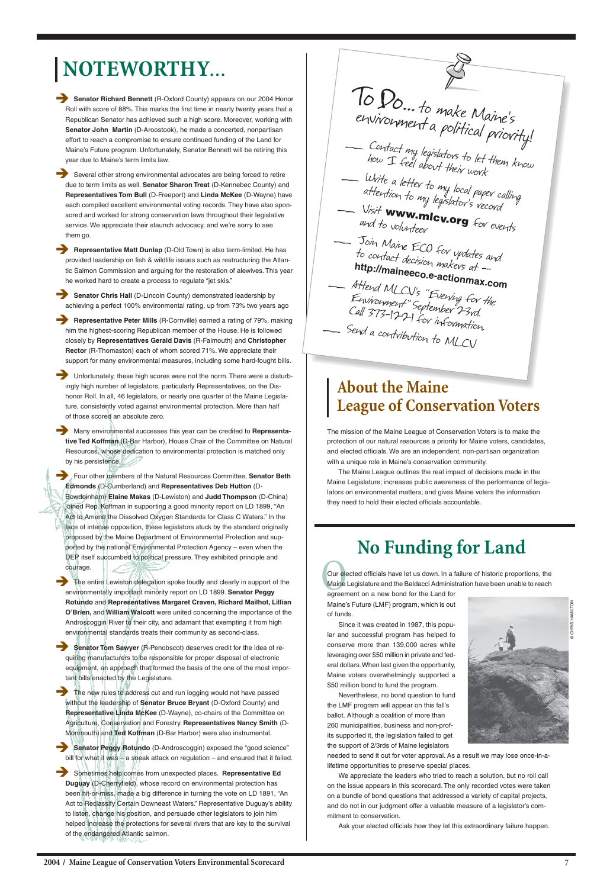# NOTEWORTHY...

- **Senator Richard Bennett** (R-Oxford County) appears on our 2004 Honor Roll with score of 88%. This marks the first time in nearly twenty years that a Republican Senator has achieved such a high score. Moreover, working with **Senator John Martin** (D-Aroostook), he made a concerted, nonpartisan effort to reach a compromise to ensure continued funding of the Land for Maine's Future program. Unfortunately, Senator Bennett will be retiring this year due to Maine's term limits law.

- Several other strong environmental advocates are being forced to retire due to term limits as well. **Senator Sharon Treat** (D-Kennebec County) and **Representatives Tom Bull** (D-Freeport) and **Linda McKee** (D-Wayne) have each compiled excellent environmental voting records. They have also sponsored and worked for strong conservation laws throughout their legislative service. We appreciate their staunch advocacy, and we're sorry to see them go.

- **Representative Matt Dunlap** (D-Old Town) is also term-limited. He has provided leadership on fish & wildlife issues such as restructuring the Atlantic Salmon Commission and arguing for the restoration of alewives. This year he worked hard to create a process to regulate "jet skis."

- **Senator Chris Hall** (D-Lincoln County) demonstrated leadership by achieving a perfect 100% environmental rating, up from 73% two years ago

- **Representative Peter Mills** (R-Cornville) earned a rating of 79%, making him the highest-scoring Republican member of the House. He is followed closely by **Representatives Gerald Davis** (R-Falmouth) and **Christopher Rector** (R-Thomaston) each of whom scored 71%. We appreciate their support for many environmental measures, including some hard-fought bills.

- Unfortunately, these high scores were not the norm. There were a disturbingly high number of legislators, particularly Representatives, on the Dishonor Roll. In all, 46 legislators, or nearly one quarter of the Maine Legislature, consistently voted against environmental protection. More than half of those scored an absolute zero.

- Many environmental successes this year can be credited to **Representative Ted Koffman** (D-Bar Harbor), House Chair of the Committee on Natural Resources, whose dedication to environmental protection is matched only by his persistence.

- Four other members of the Natural Resources Committee, **Senator Beth Edmonds** (D-Cumberland) and **Representatives Deb Hutton** (D-Bowdoinham) **Elaine Makas** (D-Lewiston) and **Judd Thompson** (D-China) joined Rep. Koffman in supporting a good minority report on LD 1899, "An Act to Amend the Dissolved Oxygen Standards for Class C Waters." In the face of intense opposition, these legislators stuck by the standard originally proposed by the Maine Department of Environmental Protection and supported by the national Environmental Protection Agency – even when the DEP itself succumbed to political pressure. They exhibited principle and courage.

- The entire Lewiston delegation spoke loudly and clearly in support of the environmentally important minority report on LD 1899. **Senator Peggy Rotundo** and **Representatives Margaret Craven, Richard Mailhot, Lillian O'Brien**, and **William Walcott** were united concerning the importance of the Androscoggin River to their city, and adamant that exempting it from high environmental standards treats their community as second-class.

- **Senator Tom Sawyer** (R-Penobscot) deserves credit for the idea of requiring manufacturers to be responsible for proper disposal of electronic equipment, an approach that formed the basis of the one of the most important bills enacted by the Legislature.

- The new rules to address cut and run logging would not have passed without the leadership of **Senator Bruce Bryant** (D-Oxford County) and **Representative Linda McKee** (D-Wayne), co-chairs of the Committee on Agriculture, Conservation and Forestry. **Representatives Nancy Smith** (D-Monmouth) and **Ted Koffman** (D-Bar Harbor) were also instrumental.

- **Senator Peggy Rotundo** (D-Androscoggin) exposed the "good science" bill for what it was – a sneak attack on regulation – and ensured that it failed.

- Sometimes help comes from unexpected places. **Representative Ed Duguay** (D-Cherryfield), whose record on environmental protection has been hit-or-miss, made a big difference in turning the vote on LD 1891, "An Act to Reclassify Certain Downeast Waters." Representative Duguay's ability to listen, change his position, and persuade other legislators to join him helped increase the protections for several rivers that are key to the survival of the endangered Atlantic salmon.

**To Do... to make Maine's environment a political priority!**

- Contact my legislators to let them know how I feel about their work
- Write a letter to my local paper calling attention to my legislator's record
- Visit **www.mlcv.org** for events and to volunteer
- Join Maine ECO for updates and to contact decision makers at -- **http://maineeco.e-actionmax.com**
- Attend MLCV's "Evening for the Environment" September 23rd. Call 373-1221 for information.
- Send a contribution to MLCV

## About the Maine League of Conservation Voters

The mission of the Maine League of Conservation Voters is to make the protection of our natural resources a priority for Maine voters, candidates, and elected officials. We are an independent, non-partisan organization with a unique role in Maine's conservation community.

The Maine League outlines the real impact of decisions made in the Maine Legislature; increases public awareness of the performance of legislators on environmental matters; and gives Maine voters the information they need to hold their elected officials accountable.

## No Funding for Land

Our elected officials have let us down. In a failure of historic proportions, the Maine Legislature and the Baldacci Administration have been unable to reach agreement on a new bond for the Land for Maine's Future (LMF) program, which is out of funds.

Since it was created in 1987, this popular and successful program has helped to conserve more than 139,000 acres while leveraging over $50 million in private and federal dollars. When last given the opportunity, Maine voters overwhelmingly supported a $50 million bond to fund the program.

Nevertheless, no bond question to fund the LMF program will appear on this fall's ballot. Although a coalition of more than 260 municipalities, business and non-profits supported it, the legislation failed to get the support of 2/3rds of Maine legislators needed to send it out for voter approval. As a result we may lose once-in-a-lifetime opportunities to preserve special places.

© CHRIS HAMILTON

We appreciate the leaders who tried to reach a solution, but no roll call on the issue appears in this scorecard. The only recorded votes were taken on a bundle of bond questions that addressed a variety of capital projects, and do not in our judgment offer a valuable measure of a legislator's commitment to conservation.

Ask your elected officials how they let this extraordinary failure happen.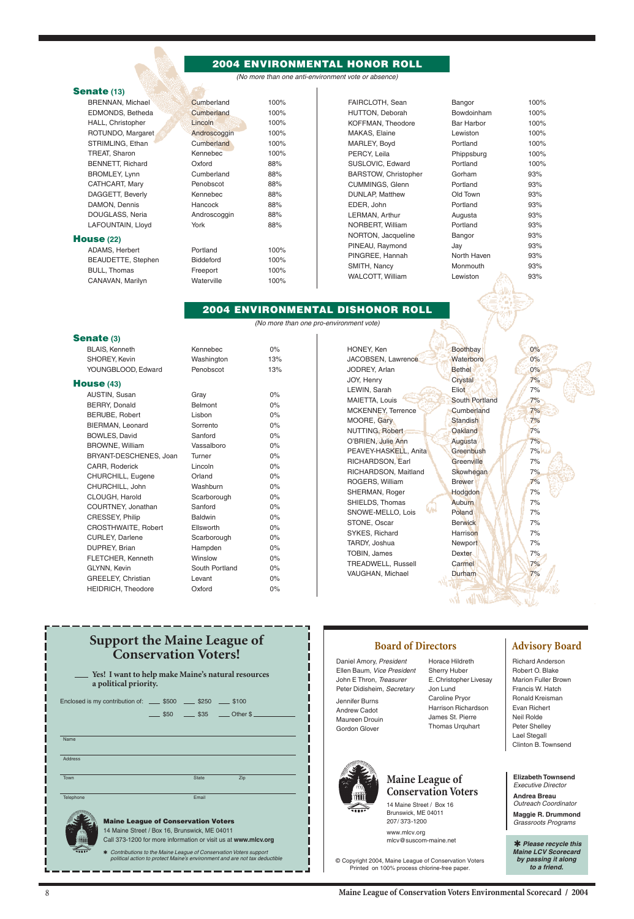## 2004 ENVIRONMENTAL HONOR ROLL

*(No more than one anti-environment vote or absence)*

### Senate (13)

| | | |
|---|---|---|
| BRENNAN, Michael | Cumberland | 100% |
| EDMONDS, Betheda | Cumberland | 100% |
| HALL, Christopher | Lincoln | 100% |
| ROTUNDO, Margaret | Androscoggin | 100% |
| STRIMLING, Ethan | Cumberland | 100% |
| TREAT, Sharon | Kennebec | 100% |
| BENNETT, Richard | Oxford | 88% |
| BROMLEY, Lynn | Cumberland | 88% |
| CATHCART, Mary | Penobscot | 88% |
| DAGGETT, Beverly | Kennebec | 88% |
| DAMON, Dennis | Hancock | 88% |
| DOUGLASS, Neria | Androscoggin | 88% |
| LAFOUNTAIN, Lloyd | York | 88% |

### House (22)

| | | |
|---|---|---|
| ADAMS, Herbert | Portland | 100% |
| BEAUDETTE, Stephen | Biddeford | 100% |
| BULL, Thomas | Freeport | 100% |
| CANAVAN, Marilyn | Waterville | 100% |
| FAIRCLOTH, Sean | Bangor | 100% |
| HUTTON, Deborah | Bowdoinham | 100% |
| KOFFMAN, Theodore | Bar Harbor | 100% |
| MAKAS, Elaine | Lewiston | 100% |
| MARLEY, Boyd | Portland | 100% |
| PERCY, Leila | Phippsburg | 100% |
| SUSLOVIC, Edward | Portland | 100% |
| BARSTOW, Christopher | Gorham | 93% |
| CUMMINGS, Glenn | Portland | 93% |
| DUNLAP, Matthew | Old Town | 93% |
| EDER, John | Portland | 93% |
| LERMAN, Arthur | Augusta | 93% |
| NORBERT, William | Portland | 93% |
| NORTON, Jacqueline | Bangor | 93% |
| PINEAU, Raymond | Jay | 93% |
| PINGREE, Hannah | North Haven | 93% |
| SMITH, Nancy | Monmouth | 93% |
| WALCOTT, William | Lewiston | 93% |

## 2004 ENVIRONMENTAL DISHONOR ROLL

*(No more than one pro-environment vote)*

### Senate (3)

| | | |
|---|---|---|
| BLAIS, Kenneth | Kennebec | 0% |
| SHOREY, Kevin | Washington | 13% |
| YOUNGBLOOD, Edward | Penobscot | 13% |

### House (43)

| | | |
|---|---|---|
| AUSTIN, Susan | Gray | 0% |
| BERRY, Donald | Belmont | 0% |
| BERUBE, Robert | Lisbon | 0% |
| BIERMAN, Leonard | Sorrento | 0% |
| BOWLES, David | Sanford | 0% |
| BROWNE, William | Vassalboro | 0% |
| BRYANT-DESCHENES, Joan | Turner | 0% |
| CARR, Roderick | Lincoln | 0% |
| CHURCHILL, Eugene | Orland | 0% |
| CHURCHILL, John | Washburn | 0% |
| CLOUGH, Harold | Scarborough | 0% |
| COURTNEY, Jonathan | Sanford | 0% |
| CRESSEY, Philip | Baldwin | 0% |
| CROSTHWAITE, Robert | Ellsworth | 0% |
| CURLEY, Darlene | Scarborough | 0% |
| DUPREY, Brian | Hampden | 0% |
| FLETCHER, Kenneth | Winslow | 0% |
| GLYNN, Kevin | South Portland | 0% |
| GREELEY, Christian | Levant | 0% |
| HEIDRICH, Theodore | Oxford | 0% |
| HONEY, Ken | Boothbay | 0% |
| JACOBSEN, Lawrence | Waterboro | 0% |
| JODREY, Arlan | Bethel | 0% |
| JOY, Henry | Crystal | 7% |
| LEWIN, Sarah | Eliot | 7% |
| MAIETTA, Louis | South Portland | 7% |
| MCKENNEY, Terrence | Cumberland | 7% |
| MOORE, Gary | Standish | 7% |
| NUTTING, Robert | Oakland | 7% |
| O'BRIEN, Julie Ann | Augusta | 7% |
| PEAVEY-HASKELL, Anita | Greenbush | 7% |
| RICHARDSON, Earl | Greenville | 7% |
| RICHARDSON, Maitland | Skowhegan | 7% |
| ROGERS, William | Brewer | 7% |
| SHERMAN, Roger | Hodgdon | 7% |
| SHIELDS, Thomas | Auburn | 7% |
| SNOWE-MELLO, Lois | Poland | 7% |
| STONE, Oscar | Berwick | 7% |
| SYKES, Richard | Harrison | 7% |
| TARDY, Joshua | Newport | 7% |
| TOBIN, James | Dexter | 7% |
| TREADWELL, Russell | Carmel | 7% |
| VAUGHAN, Michael | Durham | 7% |

## Support the Maine League of Conservation Voters!

___ **Yes! I want to help make Maine's natural resources a political priority.**

Enclosed is my contribution of: ___ $500 ___ $250 ___ $100 ___ $50 ___ $35 ___ Other $ ________

Name

Address

Town State Zip

Telephone Email

**Maine League of Conservation Voters**
14 Maine Street / Box 16, Brunswick, ME 04011
Call 373-1200 for more information or visit us at **www.mlcv.org**

*✱ Contributions to the Maine League of Conservation Voters support political action to protect Maine's environment and are not tax deductible*

## Board of Directors

Daniel Amory, *President*
Ellen Baum, *Vice President*
John E Thron, *Treasurer*
Peter Didisheim, *Secretary*
Jennifer Burns
Andrew Cadot
Maureen Drouin
Gordon Glover
Horace Hildreth
Sherry Huber
E. Christopher Livesay
Jon Lund
Caroline Pryor
Harrison Richardson
James St. Pierre
Thomas Urquhart

## Advisory Board

Richard Anderson
Robert O. Blake
Marion Fuller Brown
Francis W. Hatch
Ronald Kreisman
Evan Richert
Neil Rolde
Peter Shelley
Lael Stegall
Clinton B. Townsend

**Maine League of Conservation Voters**
14 Maine Street / Box 16
Brunswick, ME 04011
207/ 373-1200
www.mlcv.org
mlcv@suscom-maine.net

**Elizabeth Townsend**
*Executive Director*

**Andrea Breau**
*Outreach Coordinator*

**Maggie R. Drummond**
*Grassroots Programs*

© Copyright 2004, Maine League of Conservation Voters
Printed on 100% process chlorine-free paper.

***✱ Please recycle this Maine LCV Scorecard by passing it along to a friend.***